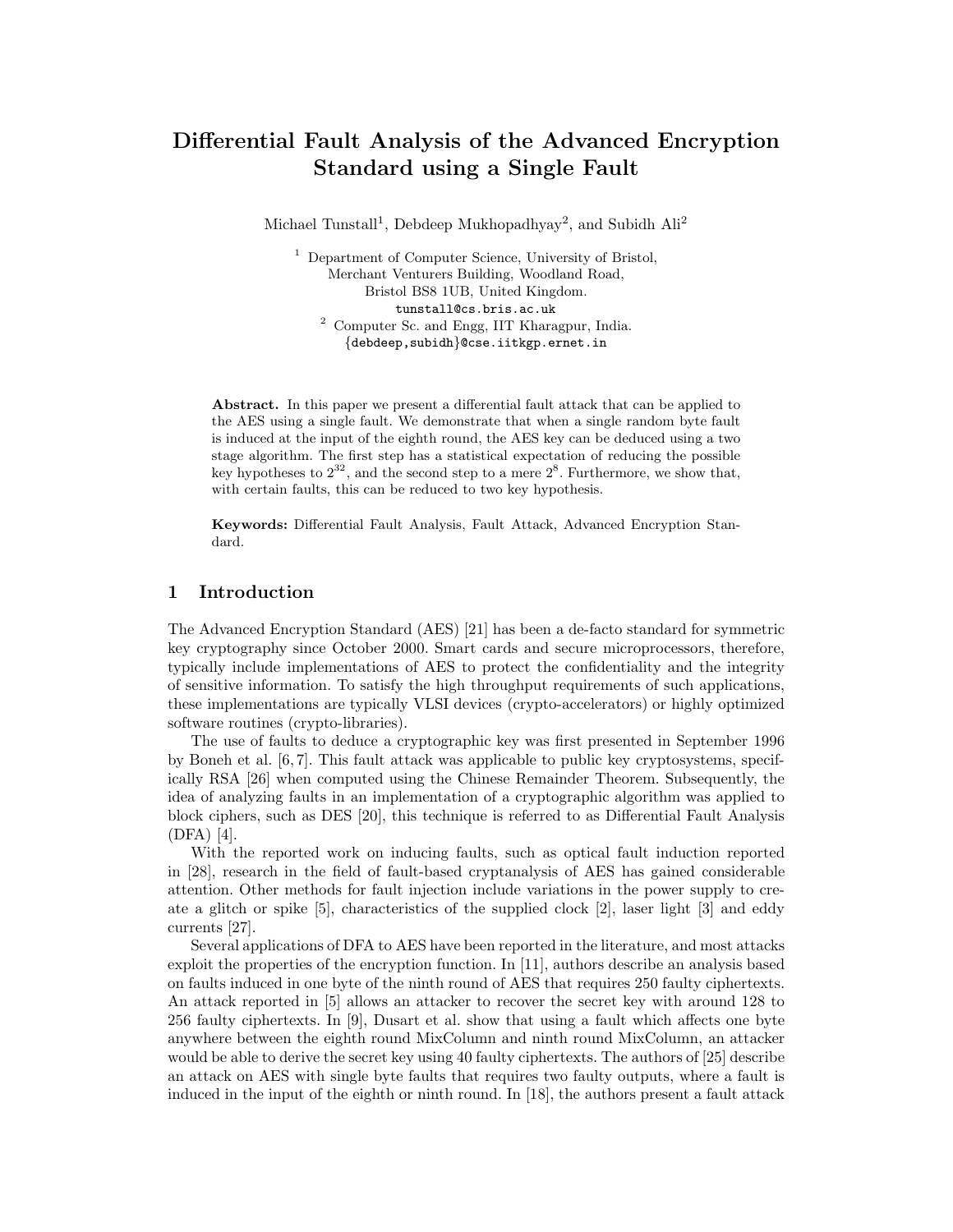# Differential Fault Analysis of the Advanced Encryption Standard using a Single Fault

Michael Tunstall[1], Debdeep Mukhopadhyay[2], and Subidh Ali[2]

[1] Department of Computer Science, University of Bristol,
Merchant Venturers Building, Woodland Road,
Bristol BS8 1UB, United Kingdom.
tunstall@cs.bris.ac.uk

[2] Computer Sc. and Engg, IIT Kharagpur, India.
{debdeep,subidh}@cse.iitkgp.ernet.in

**Abstract.** In this paper we present a differential fault attack that can be applied to the AES using a single fault. We demonstrate that when a single random byte fault is induced at the input of the eighth round, the AES key can be deduced using a two stage algorithm. The first step has a statistical expectation of reducing the possible key hypotheses to $2^{32}$, and the second step to a mere $2^8$. Furthermore, we show that, with certain faults, this can be reduced to two key hypothesis.

**Keywords:** Differential Fault Analysis, Fault Attack, Advanced Encryption Standard.

## 1 Introduction

The Advanced Encryption Standard (AES) [21] has been a de-facto standard for symmetric key cryptography since October 2000. Smart cards and secure microprocessors, therefore, typically include implementations of AES to protect the confidentiality and the integrity of sensitive information. To satisfy the high throughput requirements of such applications, these implementations are typically VLSI devices (crypto-accelerators) or highly optimized software routines (crypto-libraries).

The use of faults to deduce a cryptographic key was first presented in September 1996 by Boneh et al. [6, 7]. This fault attack was applicable to public key cryptosystems, specifically RSA [26] when computed using the Chinese Remainder Theorem. Subsequently, the idea of analyzing faults in an implementation of a cryptographic algorithm was applied to block ciphers, such as DES [20], this technique is referred to as Differential Fault Analysis (DFA) [4].

With the reported work on inducing faults, such as optical fault induction reported in [28], research in the field of fault-based cryptanalysis of AES has gained considerable attention. Other methods for fault injection include variations in the power supply to create a glitch or spike [5], characteristics of the supplied clock [2], laser light [3] and eddy currents [27].

Several applications of DFA to AES have been reported in the literature, and most attacks exploit the properties of the encryption function. In [11], authors describe an analysis based on faults induced in one byte of the ninth round of AES that requires 250 faulty ciphertexts. An attack reported in [5] allows an attacker to recover the secret key with around 128 to 256 faulty ciphertexts. In [9], Dusart et al. show that using a fault which affects one byte anywhere between the eighth round MixColumn and ninth round MixColumn, an attacker would be able to derive the secret key using 40 faulty ciphertexts. The authors of [25] describe an attack on AES with single byte faults that requires two faulty outputs, where a fault is induced in the input of the eighth or ninth round. In [18], the authors present a fault attack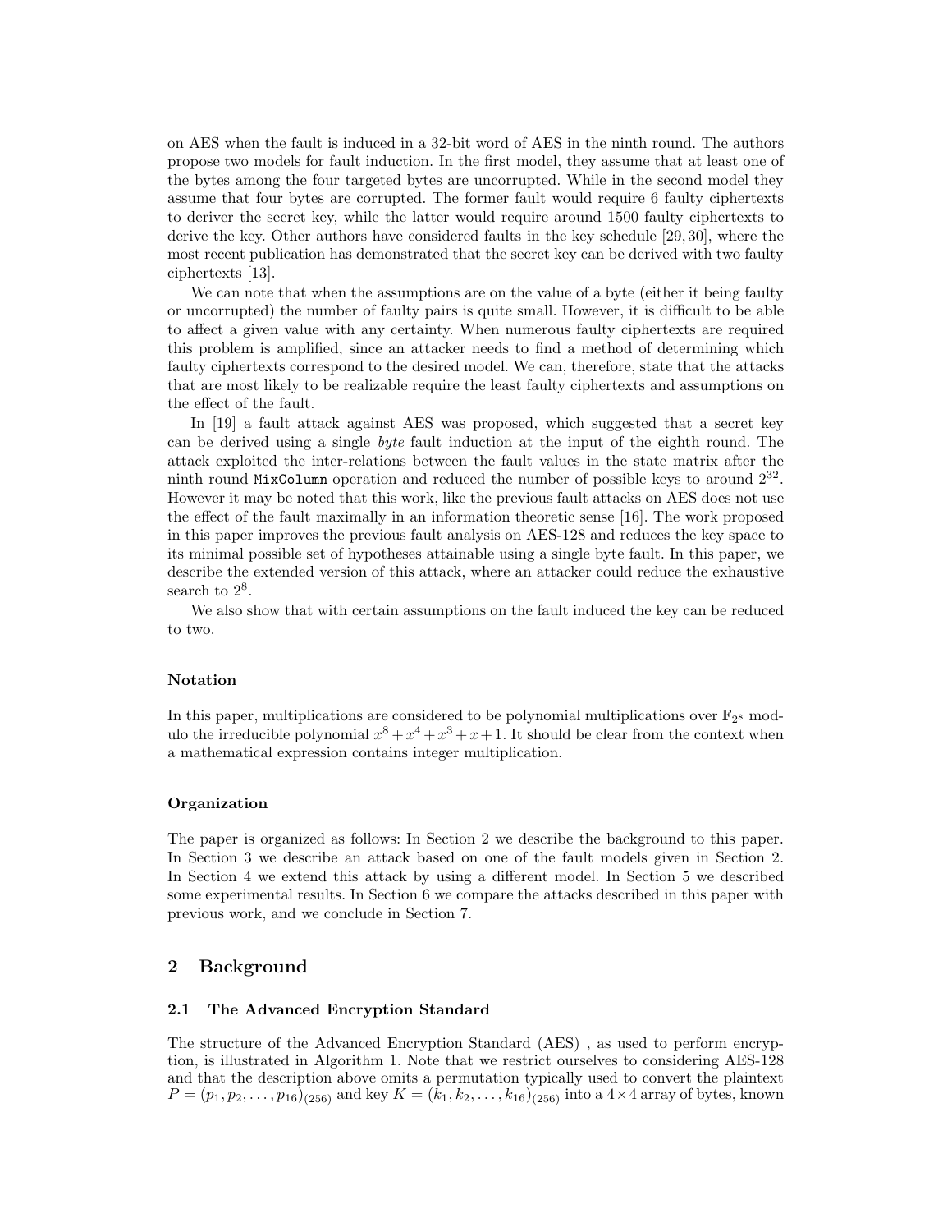on AES when the fault is induced in a 32-bit word of AES in the ninth round. The authors propose two models for fault induction. In the first model, they assume that at least one of the bytes among the four targeted bytes are uncorrupted. While in the second model they assume that four bytes are corrupted. The former fault would require 6 faulty ciphertexts to deriver the secret key, while the latter would require around 1500 faulty ciphertexts to derive the key. Other authors have considered faults in the key schedule [29, 30], where the most recent publication has demonstrated that the secret key can be derived with two faulty ciphertexts [13].

We can note that when the assumptions are on the value of a byte (either it being faulty or uncorrupted) the number of faulty pairs is quite small. However, it is difficult to be able to affect a given value with any certainty. When numerous faulty ciphertexts are required this problem is amplified, since an attacker needs to find a method of determining which faulty ciphertexts correspond to the desired model. We can, therefore, state that the attacks that are most likely to be realizable require the least faulty ciphertexts and assumptions on the effect of the fault.

In [19] a fault attack against AES was proposed, which suggested that a secret key can be derived using a single *byte* fault induction at the input of the eighth round. The attack exploited the inter-relations between the fault values in the state matrix after the ninth round `MixColumn` operation and reduced the number of possible keys to around $2^{32}$. However it may be noted that this work, like the previous fault attacks on AES does not use the effect of the fault maximally in an information theoretic sense [16]. The work proposed in this paper improves the previous fault analysis on AES-128 and reduces the key space to its minimal possible set of hypotheses attainable using a single byte fault. In this paper, we describe the extended version of this attack, where an attacker could reduce the exhaustive search to $2^8$.

We also show that with certain assumptions on the fault induced the key can be reduced to two.

#### Notation

In this paper, multiplications are considered to be polynomial multiplications over $\mathbb{F}_{2^8}$ modulo the irreducible polynomial $x^8 + x^4 + x^3 + x + 1$. It should be clear from the context when a mathematical expression contains integer multiplication.

#### Organization

The paper is organized as follows: In Section 2 we describe the background to this paper. In Section 3 we describe an attack based on one of the fault models given in Section 2. In Section 4 we extend this attack by using a different model. In Section 5 we described some experimental results. In Section 6 we compare the attacks described in this paper with previous work, and we conclude in Section 7.

## 2 Background

### 2.1 The Advanced Encryption Standard

The structure of the Advanced Encryption Standard (AES) , as used to perform encryption, is illustrated in Algorithm 1. Note that we restrict ourselves to considering AES-128 and that the description above omits a permutation typically used to convert the plaintext $P = (p_1, p_2, \ldots, p_{16})_{(256)}$ and key $K = (k_1, k_2, \ldots, k_{16})_{(256)}$ into a $4 \times 4$ array of bytes, known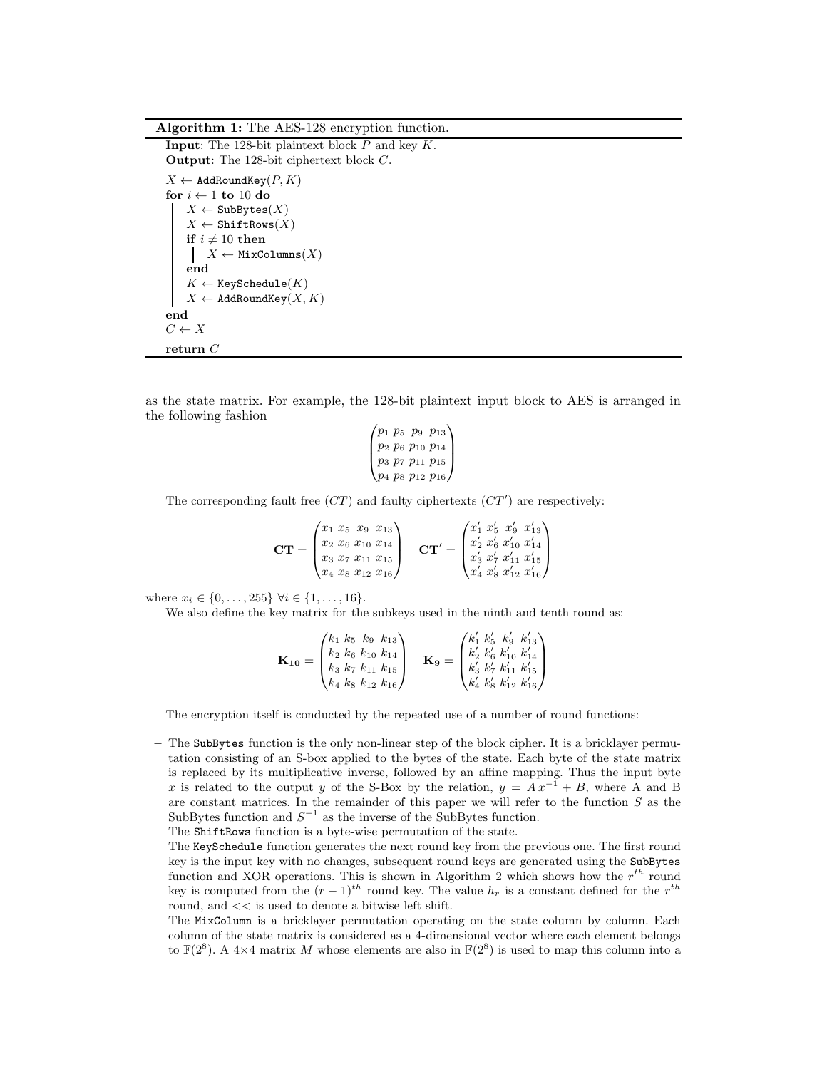**Algorithm 1:** The AES-128 encryption function.

```
Input: The 128-bit plaintext block P and key K.
Output: The 128-bit ciphertext block C.
X ← AddRoundKey(P, K)
for i ← 1 to 10 do
    X ← SubBytes(X)
    X ← ShiftRows(X)
    if i ≠ 10 then
        X ← MixColumns(X)
    end
    K ← KeySchedule(K)
    X ← AddRoundKey(X, K)
end
C ← X
return C
```

as the state matrix. For example, the 128-bit plaintext input block to AES is arranged in the following fashion

$$\begin{pmatrix} p_1 & p_5 & p_9 & p_{13} \\ p_2 & p_6 & p_{10} & p_{14} \\ p_3 & p_7 & p_{11} & p_{15} \\ p_4 & p_8 & p_{12} & p_{16} \end{pmatrix}$$

The corresponding fault free ($CT$) and faulty ciphertexts ($CT'$) are respectively:

$$\mathbf{CT} = \begin{pmatrix} x_1 & x_5 & x_9 & x_{13} \\ x_2 & x_6 & x_{10} & x_{14} \\ x_3 & x_7 & x_{11} & x_{15} \\ x_4 & x_8 & x_{12} & x_{16} \end{pmatrix} \quad \mathbf{CT'} = \begin{pmatrix} x'_1 & x'_5 & x'_9 & x'_{13} \\ x'_2 & x'_6 & x'_{10} & x'_{14} \\ x'_3 & x'_7 & x'_{11} & x'_{15} \\ x'_4 & x'_8 & x'_{12} & x'_{16} \end{pmatrix}$$

where $x_i \in \{0, \ldots, 255\}$ $\forall i \in \{1, \ldots, 16\}$.

We also define the key matrix for the subkeys used in the ninth and tenth round as:

$$\mathbf{K_{10}} = \begin{pmatrix} k_1 & k_5 & k_9 & k_{13} \\ k_2 & k_6 & k_{10} & k_{14} \\ k_3 & k_7 & k_{11} & k_{15} \\ k_4 & k_8 & k_{12} & k_{16} \end{pmatrix} \quad \mathbf{K_9} = \begin{pmatrix} k'_1 & k'_5 & k'_9 & k'_{13} \\ k'_2 & k'_6 & k'_{10} & k'_{14} \\ k'_3 & k'_7 & k'_{11} & k'_{15} \\ k'_4 & k'_8 & k'_{12} & k'_{16} \end{pmatrix}$$

The encryption itself is conducted by the repeated use of a number of round functions:

- The `SubBytes` function is the only non-linear step of the block cipher. It is a bricklayer permutation consisting of an S-box applied to the bytes of the state. Each byte of the state matrix is replaced by its multiplicative inverse, followed by an affine mapping. Thus the input byte $x$ is related to the output $y$ of the S-Box by the relation, $y = A\,x^{-1} + B$, where A and B are constant matrices. In the remainder of this paper we will refer to the function $S$ as the SubBytes function and $S^{-1}$ as the inverse of the SubBytes function.
- The `ShiftRows` function is a byte-wise permutation of the state.
- The `KeySchedule` function generates the next round key from the previous one. The first round key is the input key with no changes, subsequent round keys are generated using the `SubBytes` function and XOR operations. This is shown in Algorithm 2 which shows how the $r^{th}$ round key is computed from the $(r-1)^{th}$ round key. The value $h_r$ is a constant defined for the $r^{th}$ round, and $<<$ is used to denote a bitwise left shift.
- The `MixColumn` is a bricklayer permutation operating on the state column by column. Each column of the state matrix is considered as a 4-dimensional vector where each element belongs to $\mathbb{F}(2^8)$. A 4×4 matrix $M$ whose elements are also in $\mathbb{F}(2^8)$ is used to map this column into a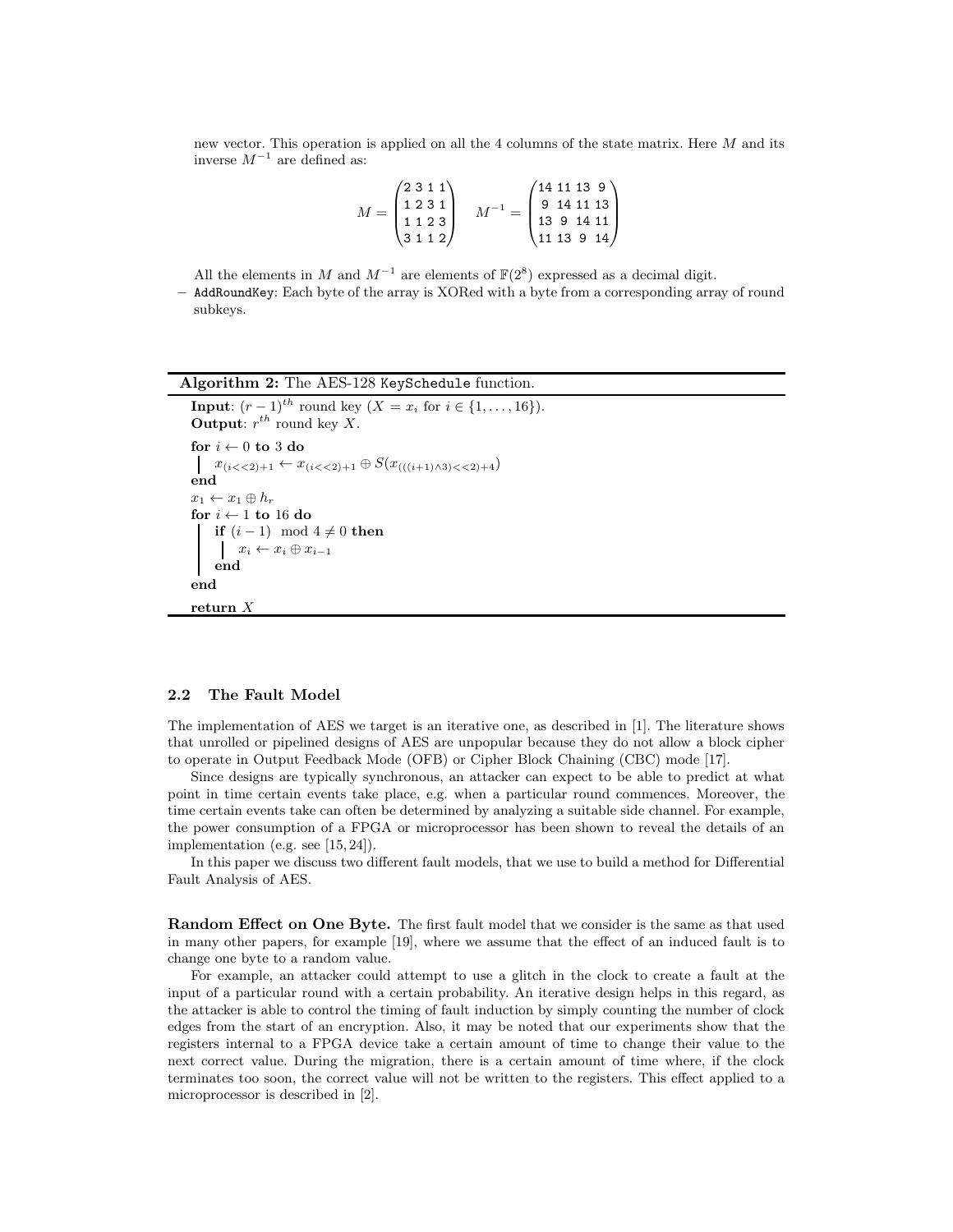new vector. This operation is applied on all the 4 columns of the state matrix. Here $M$ and its inverse $M^{-1}$ are defined as:

$$M = \begin{pmatrix} 2 & 3 & 1 & 1 \\ 1 & 2 & 3 & 1 \\ 1 & 1 & 2 & 3 \\ 3 & 1 & 1 & 2 \end{pmatrix} \quad M^{-1} = \begin{pmatrix} 14 & 11 & 13 & 9 \\ 9 & 14 & 11 & 13 \\ 13 & 9 & 14 & 11 \\ 11 & 13 & 9 & 14 \end{pmatrix}$$

All the elements in $M$ and $M^{-1}$ are elements of $\mathbb{F}(2^8)$ expressed as a decimal digit.

– `AddRoundKey`: Each byte of the array is XORed with a byte from a corresponding array of round subkeys.

---

**Algorithm 2:** The AES-128 `KeySchedule` function.

**Input**: $(r-1)^{th}$ round key ($X = x_i$ for $i \in \{1, \ldots, 16\}$).
**Output**: $r^{th}$ round key $X$.

**for** $i \leftarrow 0$ **to** 3 **do**
  $x_{(i<<2)+1} \leftarrow x_{(i<<2)+1} \oplus S(x_{(((i+1) \wedge 3)<<2)+4})$
**end**
$x_1 \leftarrow x_1 \oplus h_r$
**for** $i \leftarrow 1$ **to** 16 **do**
  **if** $(i-1) \mod 4 \neq 0$ **then**
    $x_i \leftarrow x_i \oplus x_{i-1}$
  **end**
**end**
**return** $X$

---

### 2.2 The Fault Model

The implementation of AES we target is an iterative one, as described in [1]. The literature shows that unrolled or pipelined designs of AES are unpopular because they do not allow a block cipher to operate in Output Feedback Mode (OFB) or Cipher Block Chaining (CBC) mode [17].

Since designs are typically synchronous, an attacker can expect to be able to predict at what point in time certain events take place, e.g. when a particular round commences. Moreover, the time certain events take can often be determined by analyzing a suitable side channel. For example, the power consumption of a FPGA or microprocessor has been shown to reveal the details of an implementation (e.g. see [15, 24]).

In this paper we discuss two different fault models, that we use to build a method for Differential Fault Analysis of AES.

**Random Effect on One Byte.** The first fault model that we consider is the same as that used in many other papers, for example [19], where we assume that the effect of an induced fault is to change one byte to a random value.

For example, an attacker could attempt to use a glitch in the clock to create a fault at the input of a particular round with a certain probability. An iterative design helps in this regard, as the attacker is able to control the timing of fault induction by simply counting the number of clock edges from the start of an encryption. Also, it may be noted that our experiments show that the registers internal to a FPGA device take a certain amount of time to change their value to the next correct value. During the migration, there is a certain amount of time where, if the clock terminates too soon, the correct value will not be written to the registers. This effect applied to a microprocessor is described in [2].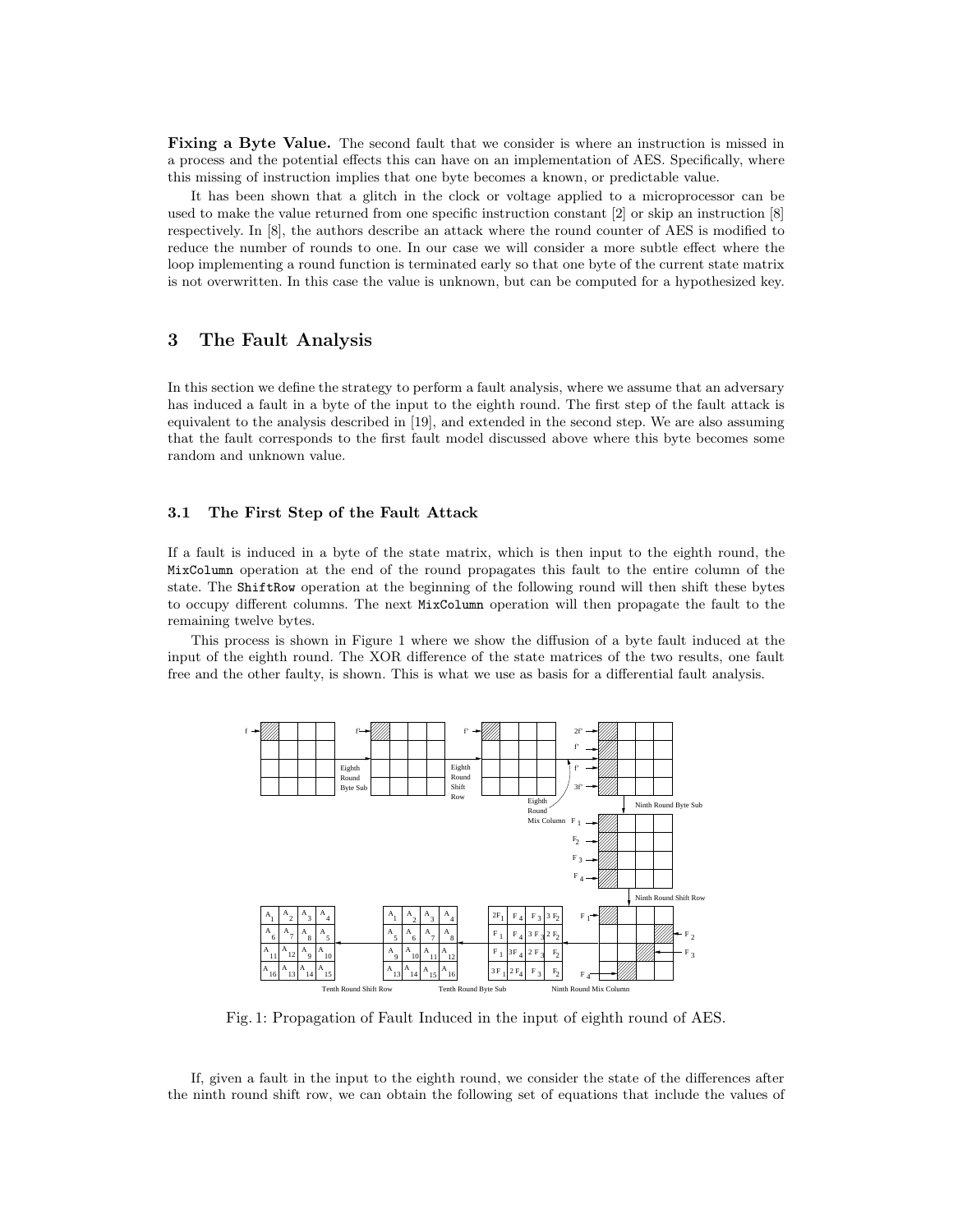**Fixing a Byte Value.** The second fault that we consider is where an instruction is missed in a process and the potential effects this can have on an implementation of AES. Specifically, where this missing of instruction implies that one byte becomes a known, or predictable value.

It has been shown that a glitch in the clock or voltage applied to a microprocessor can be used to make the value returned from one specific instruction constant [2] or skip an instruction [8] respectively. In [8], the authors describe an attack where the round counter of AES is modified to reduce the number of rounds to one. In our case we will consider a more subtle effect where the loop implementing a round function is terminated early so that one byte of the current state matrix is not overwritten. In this case the value is unknown, but can be computed for a hypothesized key.

## 3 The Fault Analysis

In this section we define the strategy to perform a fault analysis, where we assume that an adversary has induced a fault in a byte of the input to the eighth round. The first step of the fault attack is equivalent to the analysis described in [19], and extended in the second step. We are also assuming that the fault corresponds to the first fault model discussed above where this byte becomes some random and unknown value.

### 3.1 The First Step of the Fault Attack

If a fault is induced in a byte of the state matrix, which is then input to the eighth round, the `MixColumn` operation at the end of the round propagates this fault to the entire column of the state. The `ShiftRow` operation at the beginning of the following round will then shift these bytes to occupy different columns. The next `MixColumn` operation will then propagate the fault to the remaining twelve bytes.

This process is shown in Figure 1 where we show the diffusion of a byte fault induced at the input of the eighth round. The XOR difference of the state matrices of the two results, one fault free and the other faulty, is shown. This is what we use as basis for a differential fault analysis.

Fig. 1: Propagation of Fault Induced in the input of eighth round of AES.

If, given a fault in the input to the eighth round, we consider the state of the differences after the ninth round shift row, we can obtain the following set of equations that include the values of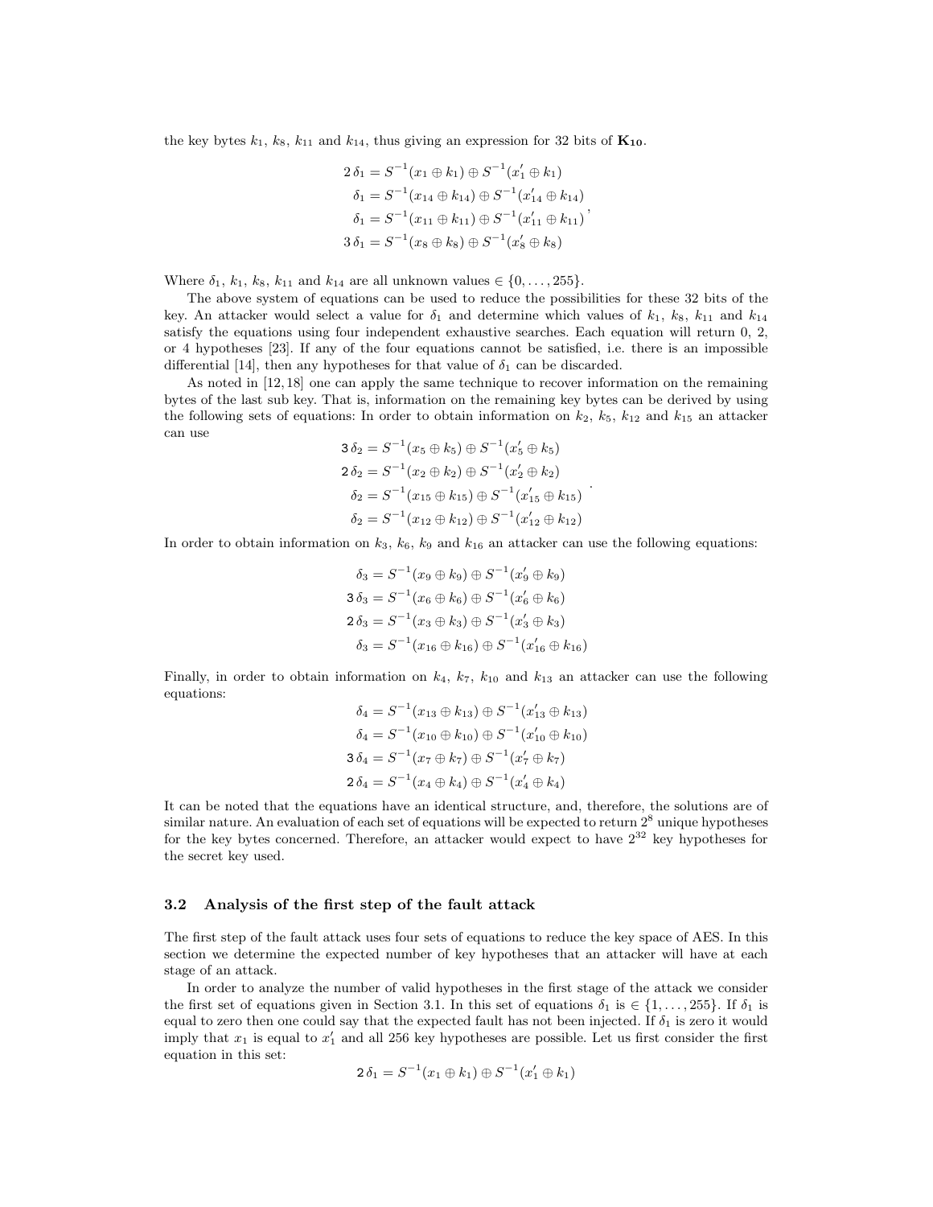the key bytes $k_1$, $k_8$, $k_{11}$ and $k_{14}$, thus giving an expression for 32 bits of $\mathbf{K_{10}}$.

$$
\begin{aligned}
2\,\delta_1 &= S^{-1}(x_1 \oplus k_1) \oplus S^{-1}(x'_1 \oplus k_1) \\
\delta_1 &= S^{-1}(x_{14} \oplus k_{14}) \oplus S^{-1}(x'_{14} \oplus k_{14}) \\
\delta_1 &= S^{-1}(x_{11} \oplus k_{11}) \oplus S^{-1}(x'_{11} \oplus k_{11}) \\
3\,\delta_1 &= S^{-1}(x_8 \oplus k_8) \oplus S^{-1}(x'_8 \oplus k_8)
\end{aligned},
$$

Where $\delta_1$, $k_1$, $k_8$, $k_{11}$ and $k_{14}$ are all unknown values $\in \{0, \ldots, 255\}$.

The above system of equations can be used to reduce the possibilities for these 32 bits of the key. An attacker would select a value for $\delta_1$ and determine which values of $k_1$, $k_8$, $k_{11}$ and $k_{14}$ satisfy the equations using four independent exhaustive searches. Each equation will return 0, 2, or 4 hypotheses [23]. If any of the four equations cannot be satisfied, i.e. there is an impossible differential [14], then any hypotheses for that value of $\delta_1$ can be discarded.

As noted in [12, 18] one can apply the same technique to recover information on the remaining bytes of the last sub key. That is, information on the remaining key bytes can be derived by using the following sets of equations: In order to obtain information on $k_2$, $k_5$, $k_{12}$ and $k_{15}$ an attacker can use

$$
\begin{aligned}
3\,\delta_2 &= S^{-1}(x_5 \oplus k_5) \oplus S^{-1}(x'_5 \oplus k_5) \\
2\,\delta_2 &= S^{-1}(x_2 \oplus k_2) \oplus S^{-1}(x'_2 \oplus k_2) \\
\delta_2 &= S^{-1}(x_{15} \oplus k_{15}) \oplus S^{-1}(x'_{15} \oplus k_{15}) \\
\delta_2 &= S^{-1}(x_{12} \oplus k_{12}) \oplus S^{-1}(x'_{12} \oplus k_{12})
\end{aligned}.
$$

In order to obtain information on $k_3$, $k_6$, $k_9$ and $k_{16}$ an attacker can use the following equations:

$$
\begin{aligned}
\delta_3 &= S^{-1}(x_9 \oplus k_9) \oplus S^{-1}(x'_9 \oplus k_9) \\
3\,\delta_3 &= S^{-1}(x_6 \oplus k_6) \oplus S^{-1}(x'_6 \oplus k_6) \\
2\,\delta_3 &= S^{-1}(x_3 \oplus k_3) \oplus S^{-1}(x'_3 \oplus k_3) \\
\delta_3 &= S^{-1}(x_{16} \oplus k_{16}) \oplus S^{-1}(x'_{16} \oplus k_{16})
\end{aligned}
$$

Finally, in order to obtain information on $k_4$, $k_7$, $k_{10}$ and $k_{13}$ an attacker can use the following equations:

$$
\begin{aligned}
\delta_4 &= S^{-1}(x_{13} \oplus k_{13}) \oplus S^{-1}(x'_{13} \oplus k_{13}) \\
\delta_4 &= S^{-1}(x_{10} \oplus k_{10}) \oplus S^{-1}(x'_{10} \oplus k_{10}) \\
3\,\delta_4 &= S^{-1}(x_7 \oplus k_7) \oplus S^{-1}(x'_7 \oplus k_7) \\
2\,\delta_4 &= S^{-1}(x_4 \oplus k_4) \oplus S^{-1}(x'_4 \oplus k_4)
\end{aligned}
$$

It can be noted that the equations have an identical structure, and, therefore, the solutions are of similar nature. An evaluation of each set of equations will be expected to return $2^8$ unique hypotheses for the key bytes concerned. Therefore, an attacker would expect to have $2^{32}$ key hypotheses for the secret key used.

### 3.2 Analysis of the first step of the fault attack

The first step of the fault attack uses four sets of equations to reduce the key space of AES. In this section we determine the expected number of key hypotheses that an attacker will have at each stage of an attack.

In order to analyze the number of valid hypotheses in the first stage of the attack we consider the first set of equations given in Section 3.1. In this set of equations $\delta_1$ is $\in \{1, \ldots, 255\}$. If $\delta_1$ is equal to zero then one could say that the expected fault has not been injected. If $\delta_1$ is zero it would imply that $x_1$ is equal to $x'_1$ and all 256 key hypotheses are possible. Let us first consider the first equation in this set:

$$
2\,\delta_1 = S^{-1}(x_1 \oplus k_1) \oplus S^{-1}(x'_1 \oplus k_1)
$$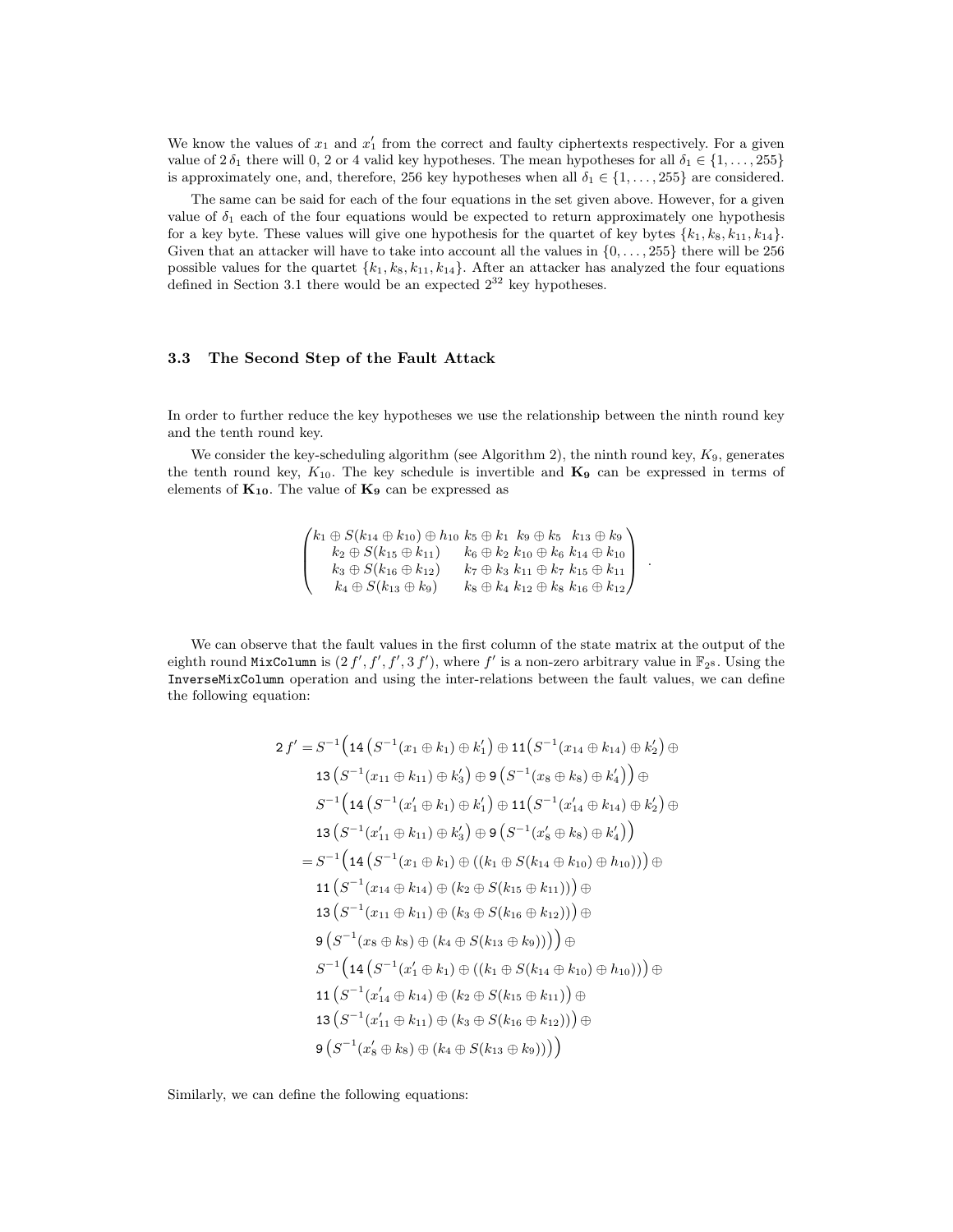We know the values of $x_1$ and $x'_1$ from the correct and faulty ciphertexts respectively. For a given value of $2\,\delta_1$ there will 0, 2 or 4 valid key hypotheses. The mean hypotheses for all $\delta_1 \in \{1, \ldots, 255\}$ is approximately one, and, therefore, 256 key hypotheses when all $\delta_1 \in \{1, \ldots, 255\}$ are considered.

The same can be said for each of the four equations in the set given above. However, for a given value of $\delta_1$ each of the four equations would be expected to return approximately one hypothesis for a key byte. These values will give one hypothesis for the quartet of key bytes $\{k_1, k_8, k_{11}, k_{14}\}$. Given that an attacker will have to take into account all the values in $\{0, \ldots, 255\}$ there will be 256 possible values for the quartet $\{k_1, k_8, k_{11}, k_{14}\}$. After an attacker has analyzed the four equations defined in Section 3.1 there would be an expected $2^{32}$ key hypotheses.

### 3.3 The Second Step of the Fault Attack

In order to further reduce the key hypotheses we use the relationship between the ninth round key and the tenth round key.

We consider the key-scheduling algorithm (see Algorithm 2), the ninth round key, $K_9$, generates the tenth round key, $K_{10}$. The key schedule is invertible and $\mathbf{K_9}$ can be expressed in terms of elements of $\mathbf{K_{10}}$. The value of $\mathbf{K_9}$ can be expressed as

$$
\begin{pmatrix}
k_1 \oplus S(k_{14} \oplus k_{10}) \oplus h_{10} & k_5 \oplus k_1 & k_9 \oplus k_5 & k_{13} \oplus k_9 \\
k_2 \oplus S(k_{15} \oplus k_{11}) & k_6 \oplus k_2 & k_{10} \oplus k_6 & k_{14} \oplus k_{10} \\
k_3 \oplus S(k_{16} \oplus k_{12}) & k_7 \oplus k_3 & k_{11} \oplus k_7 & k_{15} \oplus k_{11} \\
k_4 \oplus S(k_{13} \oplus k_9) & k_8 \oplus k_4 & k_{12} \oplus k_8 & k_{16} \oplus k_{12}
\end{pmatrix} .
$$

We can observe that the fault values in the first column of the state matrix at the output of the eighth round `MixColumn` is $(2\,f', f', f', 3\,f')$, where $f'$ is a non-zero arbitrary value in $\mathbb{F}_{2^8}$. Using the `InverseMixColumn` operation and using the inter-relations between the fault values, we can define the following equation:

$$
\begin{aligned}
2\,f' =\; & S^{-1}\Big(14\,\big(S^{-1}(x_1 \oplus k_1) \oplus k'_1\big) \oplus 11\big(S^{-1}(x_{14} \oplus k_{14}) \oplus k'_2\big) \oplus \\
& 13\,\big(S^{-1}(x_{11} \oplus k_{11}) \oplus k'_3\big) \oplus 9\,\big(S^{-1}(x_8 \oplus k_8) \oplus k'_4\big)\Big) \oplus \\
& S^{-1}\Big(14\,\big(S^{-1}(x'_1 \oplus k_1) \oplus k'_1\big) \oplus 11\big(S^{-1}(x'_{14} \oplus k_{14}) \oplus k'_2\big) \oplus \\
& 13\,\big(S^{-1}(x'_{11} \oplus k_{11}) \oplus k'_3\big) \oplus 9\,\big(S^{-1}(x'_8 \oplus k_8) \oplus k'_4\big)\Big) \\
=\; & S^{-1}\Big(14\,\big(S^{-1}(x_1 \oplus k_1) \oplus ((k_1 \oplus S(k_{14} \oplus k_{10}) \oplus h_{10}))\big) \oplus \\
& 11\,\big(S^{-1}(x_{14} \oplus k_{14}) \oplus (k_2 \oplus S(k_{15} \oplus k_{11}))\big) \oplus \\
& 13\,\big(S^{-1}(x_{11} \oplus k_{11}) \oplus (k_3 \oplus S(k_{16} \oplus k_{12}))\big) \oplus \\
& 9\,\big(S^{-1}(x_8 \oplus k_8) \oplus (k_4 \oplus S(k_{13} \oplus k_9))\big)\Big) \oplus \\
& S^{-1}\Big(14\,\big(S^{-1}(x'_1 \oplus k_1) \oplus ((k_1 \oplus S(k_{14} \oplus k_{10}) \oplus h_{10}))\big) \oplus \\
& 11\,\big(S^{-1}(x'_{14} \oplus k_{14}) \oplus (k_2 \oplus S(k_{15} \oplus k_{11}))\big) \oplus \\
& 13\,\big(S^{-1}(x'_{11} \oplus k_{11}) \oplus (k_3 \oplus S(k_{16} \oplus k_{12}))\big) \oplus \\
& 9\,\big(S^{-1}(x'_8 \oplus k_8) \oplus (k_4 \oplus S(k_{13} \oplus k_9))\big)\Big)
\end{aligned}
$$

Similarly, we can define the following equations: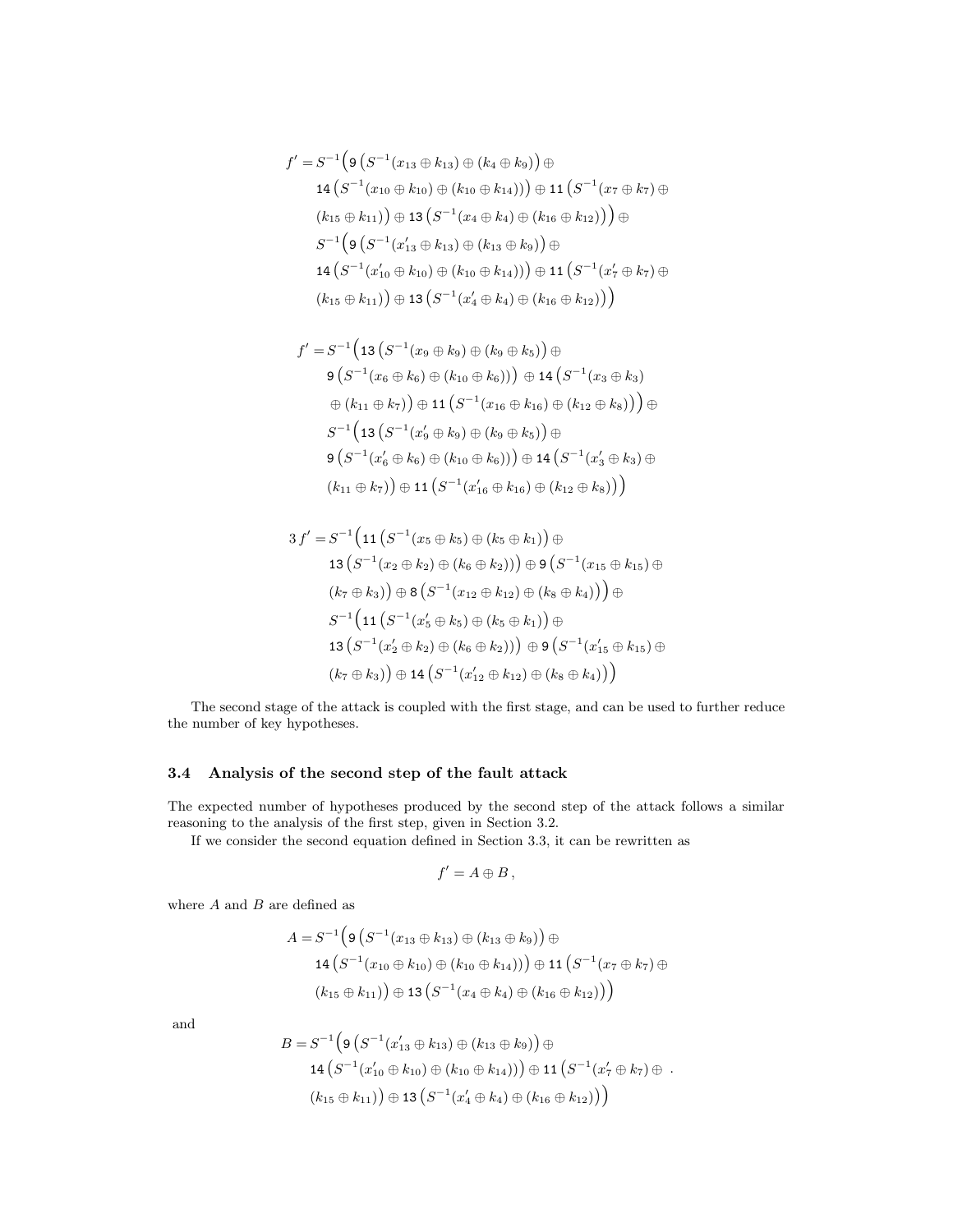$$
\begin{aligned}
f' = {} & S^{-1}\Big(9\left(S^{-1}(x_{13} \oplus k_{13}) \oplus (k_4 \oplus k_9)\right) \oplus \\
& 14\left(S^{-1}(x_{10} \oplus k_{10}) \oplus (k_{10} \oplus k_{14}))\right) \oplus 11\left(S^{-1}(x_7 \oplus k_7) \oplus \right.\\
& \left.(k_{15} \oplus k_{11})\right) \oplus 13\left(S^{-1}(x_4 \oplus k_4) \oplus (k_{16} \oplus k_{12}))\right)\Big) \oplus \\
& S^{-1}\Big(9\left(S^{-1}(x'_{13} \oplus k_{13}) \oplus (k_{13} \oplus k_9)\right) \oplus \\
& 14\left(S^{-1}(x'_{10} \oplus k_{10}) \oplus (k_{10} \oplus k_{14}))\right) \oplus 11\left(S^{-1}(x'_7 \oplus k_7) \oplus \right.\\
& \left.(k_{15} \oplus k_{11})\right) \oplus 13\left(S^{-1}(x'_4 \oplus k_4) \oplus (k_{16} \oplus k_{12}))\right)\Big)
\end{aligned}
$$

$$
\begin{aligned}
f' = {} & S^{-1}\Big(13\left(S^{-1}(x_9 \oplus k_9) \oplus (k_9 \oplus k_5)\right) \oplus \\
& 9\left(S^{-1}(x_6 \oplus k_6) \oplus (k_{10} \oplus k_6))\right) \oplus 14\left(S^{-1}(x_3 \oplus k_3)\right.\\
& \left.\oplus (k_{11} \oplus k_7)\right) \oplus 11\left(S^{-1}(x_{16} \oplus k_{16}) \oplus (k_{12} \oplus k_8))\right)\Big) \oplus \\
& S^{-1}\Big(13\left(S^{-1}(x'_9 \oplus k_9) \oplus (k_9 \oplus k_5)\right) \oplus \\
& 9\left(S^{-1}(x'_6 \oplus k_6) \oplus (k_{10} \oplus k_6))\right) \oplus 14\left(S^{-1}(x'_3 \oplus k_3) \oplus \right.\\
& \left.(k_{11} \oplus k_7)\right) \oplus 11\left(S^{-1}(x'_{16} \oplus k_{16}) \oplus (k_{12} \oplus k_8))\right)\Big)
\end{aligned}
$$

$$
\begin{aligned}
3\, f' = {} & S^{-1}\Big(11\left(S^{-1}(x_5 \oplus k_5) \oplus (k_5 \oplus k_1)\right) \oplus \\
& 13\left(S^{-1}(x_2 \oplus k_2) \oplus (k_6 \oplus k_2))\right) \oplus 9\left(S^{-1}(x_{15} \oplus k_{15}) \oplus \right.\\
& \left.(k_7 \oplus k_3)\right) \oplus 8\left(S^{-1}(x_{12} \oplus k_{12}) \oplus (k_8 \oplus k_4))\right)\Big) \oplus \\
& S^{-1}\Big(11\left(S^{-1}(x'_5 \oplus k_5) \oplus (k_5 \oplus k_1)\right) \oplus \\
& 13\left(S^{-1}(x'_2 \oplus k_2) \oplus (k_6 \oplus k_2))\right) \oplus 9\left(S^{-1}(x'_{15} \oplus k_{15}) \oplus \right.\\
& \left.(k_7 \oplus k_3)\right) \oplus 14\left(S^{-1}(x'_{12} \oplus k_{12}) \oplus (k_8 \oplus k_4))\right)\Big)
\end{aligned}
$$

The second stage of the attack is coupled with the first stage, and can be used to further reduce the number of key hypotheses.

### 3.4 Analysis of the second step of the fault attack

The expected number of hypotheses produced by the second step of the attack follows a similar reasoning to the analysis of the first step, given in Section 3.2.

If we consider the second equation defined in Section 3.3, it can be rewritten as

$$
f' = A \oplus B\,,
$$

where $A$ and $B$ are defined as

$$
\begin{aligned}
A = {} & S^{-1}\Big(9\left(S^{-1}(x_{13} \oplus k_{13}) \oplus (k_{13} \oplus k_9)\right) \oplus \\
& 14\left(S^{-1}(x_{10} \oplus k_{10}) \oplus (k_{10} \oplus k_{14}))\right) \oplus 11\left(S^{-1}(x_7 \oplus k_7) \oplus \right.\\
& \left.(k_{15} \oplus k_{11})\right) \oplus 13\left(S^{-1}(x_4 \oplus k_4) \oplus (k_{16} \oplus k_{12}))\right)\Big)
\end{aligned}
$$

and

$$
\begin{aligned}
B = {} & S^{-1}\Big(9\left(S^{-1}(x'_{13} \oplus k_{13}) \oplus (k_{13} \oplus k_9)\right) \oplus \\
& 14\left(S^{-1}(x'_{10} \oplus k_{10}) \oplus (k_{10} \oplus k_{14}))\right) \oplus 11\left(S^{-1}(x'_7 \oplus k_7) \oplus \right.\\
& \left.(k_{15} \oplus k_{11})\right) \oplus 13\left(S^{-1}(x'_4 \oplus k_4) \oplus (k_{16} \oplus k_{12}))\right)\Big)\,.
\end{aligned}
$$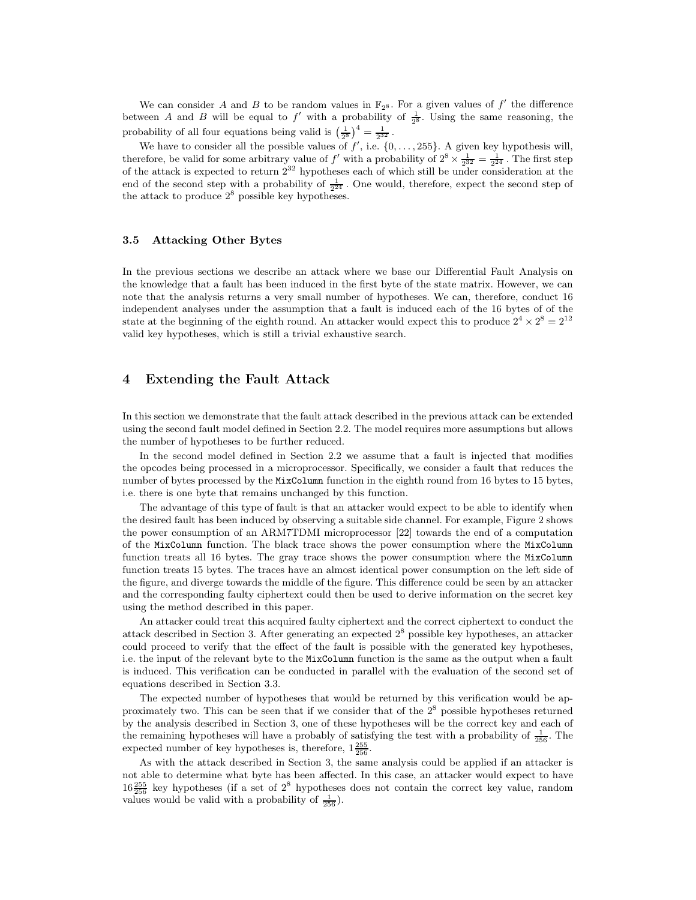We can consider $A$ and $B$ to be random values in $\mathbb{F}_{2^8}$. For a given values of $f'$ the difference between $A$ and $B$ will be equal to $f'$ with a probability of $\frac{1}{2^8}$. Using the same reasoning, the probability of all four equations being valid is $\left(\frac{1}{2^8}\right)^4 = \frac{1}{2^{32}}$.

We have to consider all the possible values of $f'$, i.e. $\{0, \ldots, 255\}$. A given key hypothesis will, therefore, be valid for some arbitrary value of $f'$ with a probability of $2^8 \times \frac{1}{2^{32}} = \frac{1}{2^{24}}$. The first step of the attack is expected to return $2^{32}$ hypotheses each of which still be under consideration at the end of the second step with a probability of $\frac{1}{2^{24}}$. One would, therefore, expect the second step of the attack to produce $2^8$ possible key hypotheses.

### 3.5 Attacking Other Bytes

In the previous sections we describe an attack where we base our Differential Fault Analysis on the knowledge that a fault has been induced in the first byte of the state matrix. However, we can note that the analysis returns a very small number of hypotheses. We can, therefore, conduct 16 independent analyses under the assumption that a fault is induced each of the 16 bytes of of the state at the beginning of the eighth round. An attacker would expect this to produce $2^4 \times 2^8 = 2^{12}$ valid key hypotheses, which is still a trivial exhaustive search.

## 4 Extending the Fault Attack

In this section we demonstrate that the fault attack described in the previous attack can be extended using the second fault model defined in Section 2.2. The model requires more assumptions but allows the number of hypotheses to be further reduced.

In the second model defined in Section 2.2 we assume that a fault is injected that modifies the opcodes being processed in a microprocessor. Specifically, we consider a fault that reduces the number of bytes processed by the `MixColumn` function in the eighth round from 16 bytes to 15 bytes, i.e. there is one byte that remains unchanged by this function.

The advantage of this type of fault is that an attacker would expect to be able to identify when the desired fault has been induced by observing a suitable side channel. For example, Figure 2 shows the power consumption of an ARM7TDMI microprocessor [22] towards the end of a computation of the `MixColumn` function. The black trace shows the power consumption where the `MixColumn` function treats all 16 bytes. The gray trace shows the power consumption where the `MixColumn` function treats 15 bytes. The traces have an almost identical power consumption on the left side of the figure, and diverge towards the middle of the figure. This difference could be seen by an attacker and the corresponding faulty ciphertext could then be used to derive information on the secret key using the method described in this paper.

An attacker could treat this acquired faulty ciphertext and the correct ciphertext to conduct the attack described in Section 3. After generating an expected $2^8$ possible key hypotheses, an attacker could proceed to verify that the effect of the fault is possible with the generated key hypotheses, i.e. the input of the relevant byte to the `MixColumn` function is the same as the output when a fault is induced. This verification can be conducted in parallel with the evaluation of the second set of equations described in Section 3.3.

The expected number of hypotheses that would be returned by this verification would be approximately two. This can be seen that if we consider that of the $2^8$ possible hypotheses returned by the analysis described in Section 3, one of these hypotheses will be the correct key and each of the remaining hypotheses will have a probably of satisfying the test with a probability of $\frac{1}{256}$. The expected number of key hypotheses is, therefore, $1\frac{255}{256}$.

As with the attack described in Section 3, the same analysis could be applied if an attacker is not able to determine what byte has been affected. In this case, an attacker would expect to have $16\frac{255}{256}$ key hypotheses (if a set of $2^8$ hypotheses does not contain the correct key value, random values would be valid with a probability of $\frac{1}{256}$).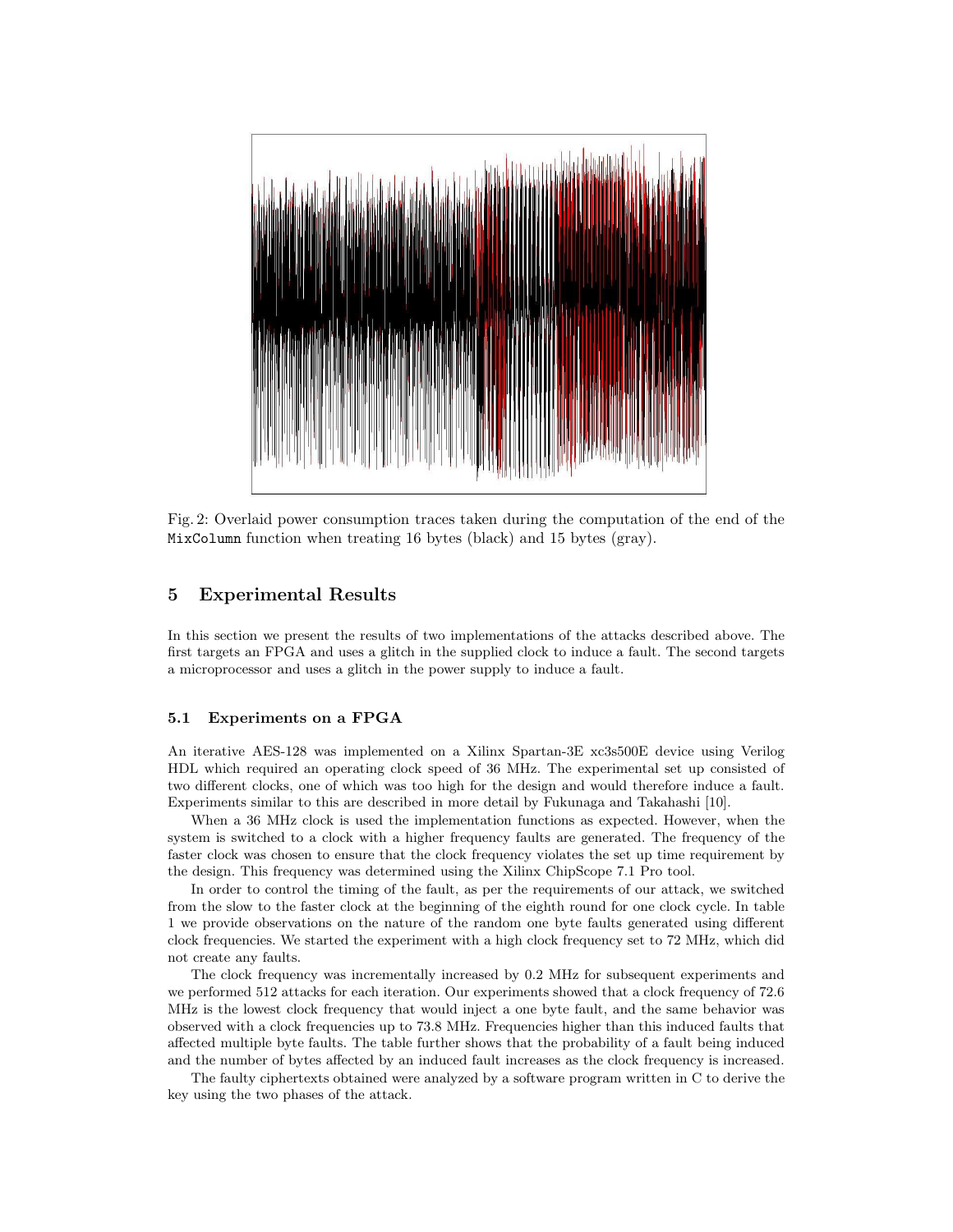Fig. 2: Overlaid power consumption traces taken during the computation of the end of the `MixColumn` function when treating 16 bytes (black) and 15 bytes (gray).

## 5 Experimental Results

In this section we present the results of two implementations of the attacks described above. The first targets an FPGA and uses a glitch in the supplied clock to induce a fault. The second targets a microprocessor and uses a glitch in the power supply to induce a fault.

### 5.1 Experiments on a FPGA

An iterative AES-128 was implemented on a Xilinx Spartan-3E xc3s500E device using Verilog HDL which required an operating clock speed of 36 MHz. The experimental set up consisted of two different clocks, one of which was too high for the design and would therefore induce a fault. Experiments similar to this are described in more detail by Fukunaga and Takahashi [10].

When a 36 MHz clock is used the implementation functions as expected. However, when the system is switched to a clock with a higher frequency faults are generated. The frequency of the faster clock was chosen to ensure that the clock frequency violates the set up time requirement by the design. This frequency was determined using the Xilinx ChipScope 7.1 Pro tool.

In order to control the timing of the fault, as per the requirements of our attack, we switched from the slow to the faster clock at the beginning of the eighth round for one clock cycle. In table 1 we provide observations on the nature of the random one byte faults generated using different clock frequencies. We started the experiment with a high clock frequency set to 72 MHz, which did not create any faults.

The clock frequency was incrementally increased by 0.2 MHz for subsequent experiments and we performed 512 attacks for each iteration. Our experiments showed that a clock frequency of 72.6 MHz is the lowest clock frequency that would inject a one byte fault, and the same behavior was observed with a clock frequencies up to 73.8 MHz. Frequencies higher than this induced faults that affected multiple byte faults. The table further shows that the probability of a fault being induced and the number of bytes affected by an induced fault increases as the clock frequency is increased.

The faulty ciphertexts obtained were analyzed by a software program written in C to derive the key using the two phases of the attack.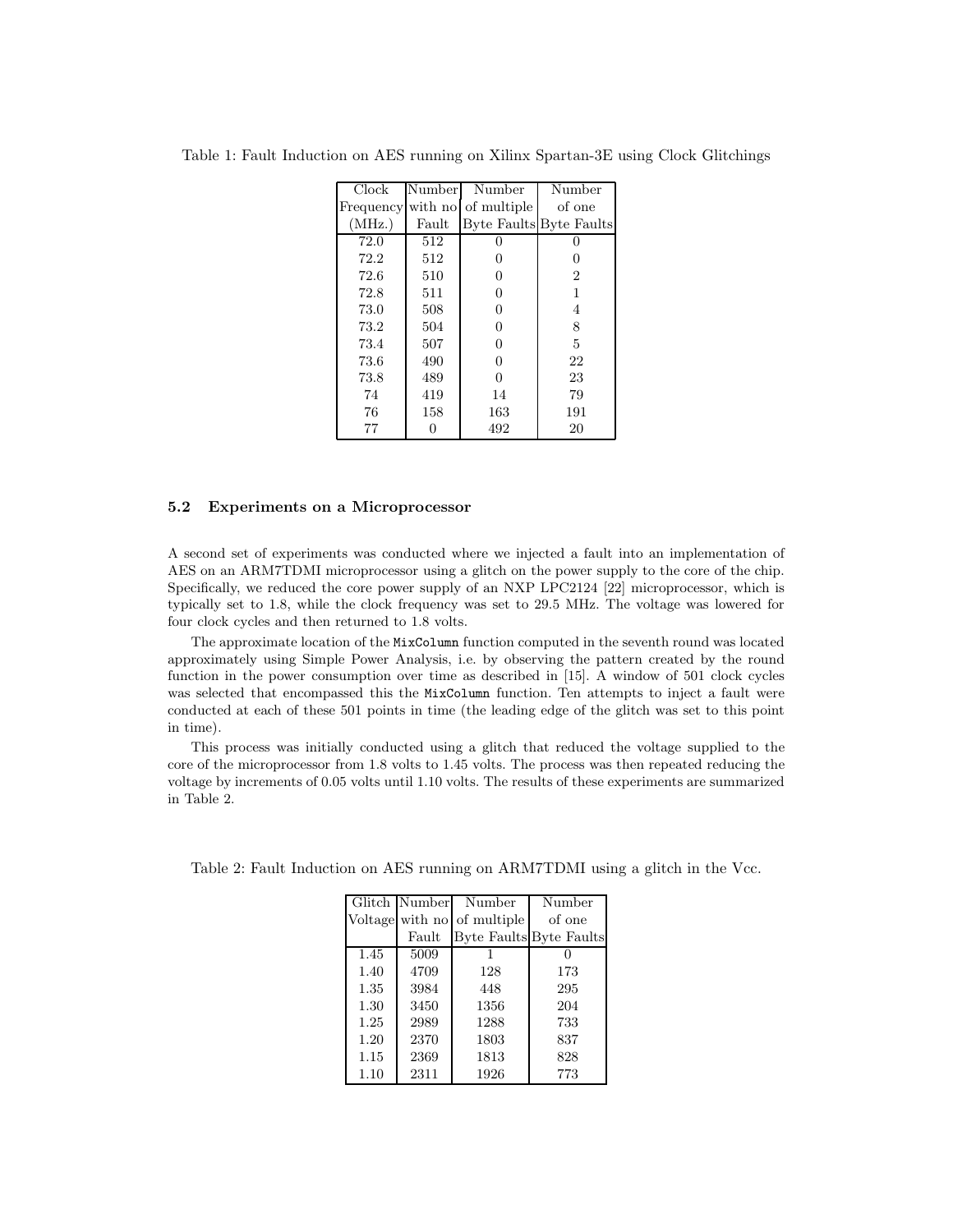Table 1: Fault Induction on AES running on Xilinx Spartan-3E using Clock Glitchings

| Clock Frequency (MHz.) | Number with no Fault | Number of multiple Byte Faults | Number of one Byte Faults |
|---|---|---|---|
| 72.0 | 512 | 0 | 0 |
| 72.2 | 512 | 0 | 0 |
| 72.6 | 510 | 0 | 2 |
| 72.8 | 511 | 0 | 1 |
| 73.0 | 508 | 0 | 4 |
| 73.2 | 504 | 0 | 8 |
| 73.4 | 507 | 0 | 5 |
| 73.6 | 490 | 0 | 22 |
| 73.8 | 489 | 0 | 23 |
| 74 | 419 | 14 | 79 |
| 76 | 158 | 163 | 191 |
| 77 | 0 | 492 | 20 |

### 5.2 Experiments on a Microprocessor

A second set of experiments was conducted where we injected a fault into an implementation of AES on an ARM7TDMI microprocessor using a glitch on the power supply to the core of the chip. Specifically, we reduced the core power supply of an NXP LPC2124 [22] microprocessor, which is typically set to 1.8, while the clock frequency was set to 29.5 MHz. The voltage was lowered for four clock cycles and then returned to 1.8 volts.

The approximate location of the `MixColumn` function computed in the seventh round was located approximately using Simple Power Analysis, i.e. by observing the pattern created by the round function in the power consumption over time as described in [15]. A window of 501 clock cycles was selected that encompassed this the `MixColumn` function. Ten attempts to inject a fault were conducted at each of these 501 points in time (the leading edge of the glitch was set to this point in time).

This process was initially conducted using a glitch that reduced the voltage supplied to the core of the microprocessor from 1.8 volts to 1.45 volts. The process was then repeated reducing the voltage by increments of 0.05 volts until 1.10 volts. The results of these experiments are summarized in Table 2.

Table 2: Fault Induction on AES running on ARM7TDMI using a glitch in the Vcc.

| Glitch Voltage | Number with no Fault | Number of multiple Byte Faults | Number of one Byte Faults |
|---|---|---|---|
| 1.45 | 5009 | 1 | 0 |
| 1.40 | 4709 | 128 | 173 |
| 1.35 | 3984 | 448 | 295 |
| 1.30 | 3450 | 1356 | 204 |
| 1.25 | 2989 | 1288 | 733 |
| 1.20 | 2370 | 1803 | 837 |
| 1.15 | 2369 | 1813 | 828 |
| 1.10 | 2311 | 1926 | 773 |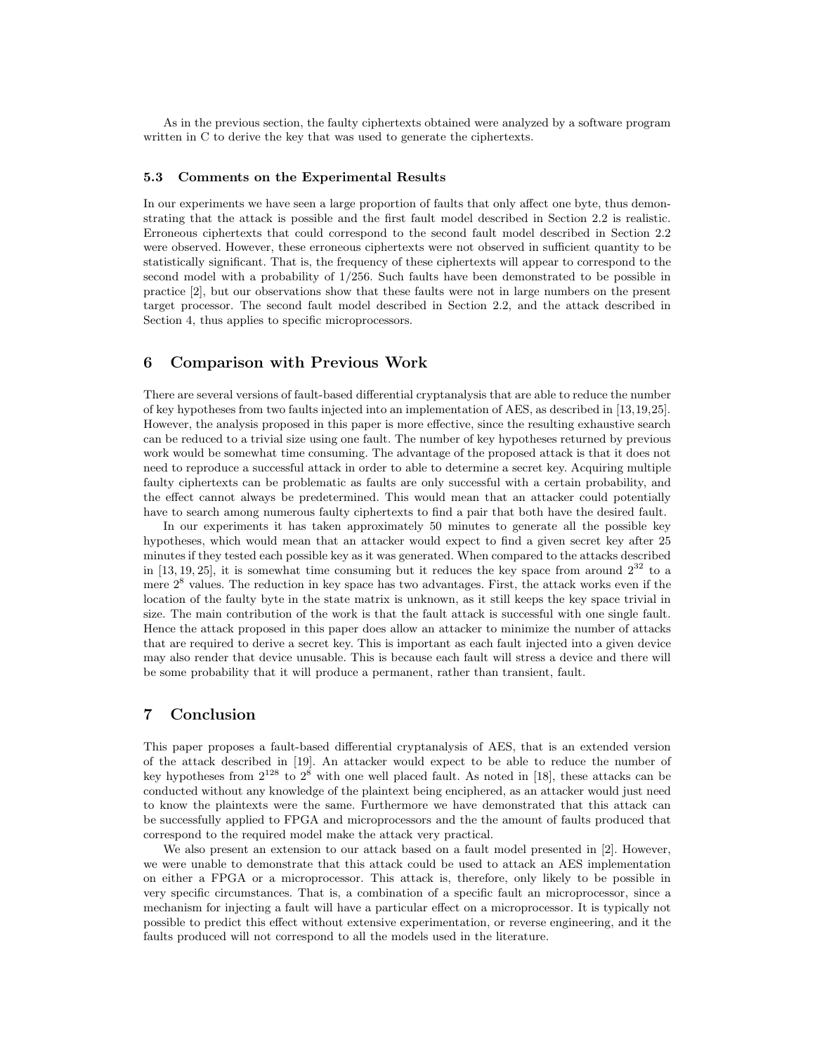As in the previous section, the faulty ciphertexts obtained were analyzed by a software program written in C to derive the key that was used to generate the ciphertexts.

### 5.3 Comments on the Experimental Results

In our experiments we have seen a large proportion of faults that only affect one byte, thus demonstrating that the attack is possible and the first fault model described in Section 2.2 is realistic. Erroneous ciphertexts that could correspond to the second fault model described in Section 2.2 were observed. However, these erroneous ciphertexts were not observed in sufficient quantity to be statistically significant. That is, the frequency of these ciphertexts will appear to correspond to the second model with a probability of 1/256. Such faults have been demonstrated to be possible in practice [2], but our observations show that these faults were not in large numbers on the present target processor. The second fault model described in Section 2.2, and the attack described in Section 4, thus applies to specific microprocessors.

## 6 Comparison with Previous Work

There are several versions of fault-based differential cryptanalysis that are able to reduce the number of key hypotheses from two faults injected into an implementation of AES, as described in [13,19,25]. However, the analysis proposed in this paper is more effective, since the resulting exhaustive search can be reduced to a trivial size using one fault. The number of key hypotheses returned by previous work would be somewhat time consuming. The advantage of the proposed attack is that it does not need to reproduce a successful attack in order to able to determine a secret key. Acquiring multiple faulty ciphertexts can be problematic as faults are only successful with a certain probability, and the effect cannot always be predetermined. This would mean that an attacker could potentially have to search among numerous faulty ciphertexts to find a pair that both have the desired fault.

In our experiments it has taken approximately 50 minutes to generate all the possible key hypotheses, which would mean that an attacker would expect to find a given secret key after 25 minutes if they tested each possible key as it was generated. When compared to the attacks described in [13, 19, 25], it is somewhat time consuming but it reduces the key space from around $2^{32}$ to a mere $2^{8}$ values. The reduction in key space has two advantages. First, the attack works even if the location of the faulty byte in the state matrix is unknown, as it still keeps the key space trivial in size. The main contribution of the work is that the fault attack is successful with one single fault. Hence the attack proposed in this paper does allow an attacker to minimize the number of attacks that are required to derive a secret key. This is important as each fault injected into a given device may also render that device unusable. This is because each fault will stress a device and there will be some probability that it will produce a permanent, rather than transient, fault.

## 7 Conclusion

This paper proposes a fault-based differential cryptanalysis of AES, that is an extended version of the attack described in [19]. An attacker would expect to be able to reduce the number of key hypotheses from $2^{128}$ to $2^{8}$ with one well placed fault. As noted in [18], these attacks can be conducted without any knowledge of the plaintext being enciphered, as an attacker would just need to know the plaintexts were the same. Furthermore we have demonstrated that this attack can be successfully applied to FPGA and microprocessors and the the amount of faults produced that correspond to the required model make the attack very practical.

We also present an extension to our attack based on a fault model presented in [2]. However, we were unable to demonstrate that this attack could be used to attack an AES implementation on either a FPGA or a microprocessor. This attack is, therefore, only likely to be possible in very specific circumstances. That is, a combination of a specific fault an microprocessor, since a mechanism for injecting a fault will have a particular effect on a microprocessor. It is typically not possible to predict this effect without extensive experimentation, or reverse engineering, and it the faults produced will not correspond to all the models used in the literature.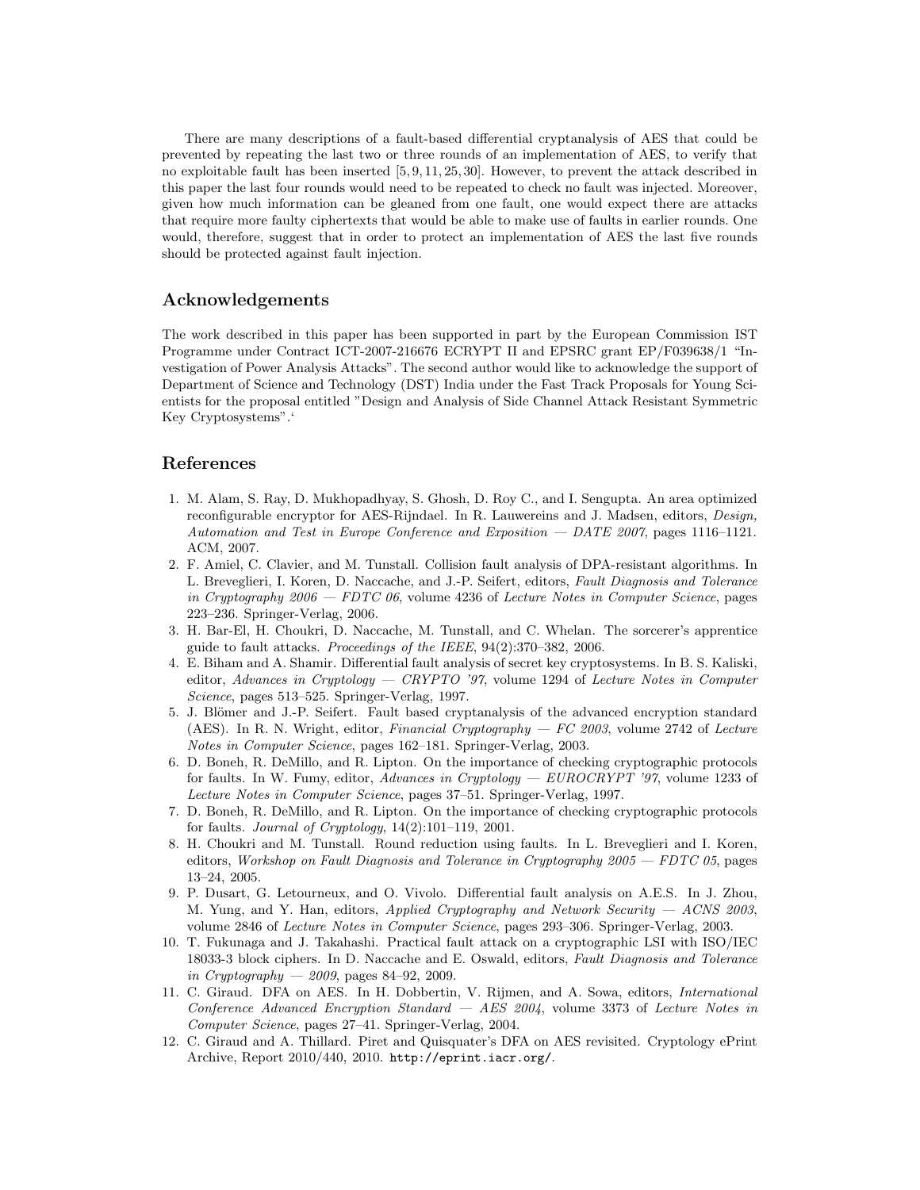There are many descriptions of a fault-based differential cryptanalysis of AES that could be prevented by repeating the last two or three rounds of an implementation of AES, to verify that no exploitable fault has been inserted [5, 9, 11, 25, 30]. However, to prevent the attack described in this paper the last four rounds would need to be repeated to check no fault was injected. Moreover, given how much information can be gleaned from one fault, one would expect there are attacks that require more faulty ciphertexts that would be able to make use of faults in earlier rounds. One would, therefore, suggest that in order to protect an implementation of AES the last five rounds should be protected against fault injection.

## Acknowledgements

The work described in this paper has been supported in part by the European Commission IST Programme under Contract ICT-2007-216676 ECRYPT II and EPSRC grant EP/F039638/1 "Investigation of Power Analysis Attacks". The second author would like to acknowledge the support of Department of Science and Technology (DST) India under the Fast Track Proposals for Young Scientists for the proposal entitled "Design and Analysis of Side Channel Attack Resistant Symmetric Key Cryptosystems".'

## References

1. M. Alam, S. Ray, D. Mukhopadhyay, S. Ghosh, D. Roy C., and I. Sengupta. An area optimized reconfigurable encryptor for AES-Rijndael. In R. Lauwereins and J. Madsen, editors, *Design, Automation and Test in Europe Conference and Exposition — DATE 2007*, pages 1116–1121. ACM, 2007.
2. F. Amiel, C. Clavier, and M. Tunstall. Collision fault analysis of DPA-resistant algorithms. In L. Breveglieri, I. Koren, D. Naccache, and J.-P. Seifert, editors, *Fault Diagnosis and Tolerance in Cryptography 2006 — FDTC 06*, volume 4236 of *Lecture Notes in Computer Science*, pages 223–236. Springer-Verlag, 2006.
3. H. Bar-El, H. Choukri, D. Naccache, M. Tunstall, and C. Whelan. The sorcerer's apprentice guide to fault attacks. *Proceedings of the IEEE*, 94(2):370–382, 2006.
4. E. Biham and A. Shamir. Differential fault analysis of secret key cryptosystems. In B. S. Kaliski, editor, *Advances in Cryptology — CRYPTO '97*, volume 1294 of *Lecture Notes in Computer Science*, pages 513–525. Springer-Verlag, 1997.
5. J. Blömer and J.-P. Seifert. Fault based cryptanalysis of the advanced encryption standard (AES). In R. N. Wright, editor, *Financial Cryptography — FC 2003*, volume 2742 of *Lecture Notes in Computer Science*, pages 162–181. Springer-Verlag, 2003.
6. D. Boneh, R. DeMillo, and R. Lipton. On the importance of checking cryptographic protocols for faults. In W. Fumy, editor, *Advances in Cryptology — EUROCRYPT '97*, volume 1233 of *Lecture Notes in Computer Science*, pages 37–51. Springer-Verlag, 1997.
7. D. Boneh, R. DeMillo, and R. Lipton. On the importance of checking cryptographic protocols for faults. *Journal of Cryptology*, 14(2):101–119, 2001.
8. H. Choukri and M. Tunstall. Round reduction using faults. In L. Breveglieri and I. Koren, editors, *Workshop on Fault Diagnosis and Tolerance in Cryptography 2005 — FDTC 05*, pages 13–24, 2005.
9. P. Dusart, G. Letourneux, and O. Vivolo. Differential fault analysis on A.E.S. In J. Zhou, M. Yung, and Y. Han, editors, *Applied Cryptography and Network Security — ACNS 2003*, volume 2846 of *Lecture Notes in Computer Science*, pages 293–306. Springer-Verlag, 2003.
10. T. Fukunaga and J. Takahashi. Practical fault attack on a cryptographic LSI with ISO/IEC 18033-3 block ciphers. In D. Naccache and E. Oswald, editors, *Fault Diagnosis and Tolerance in Cryptography — 2009*, pages 84–92, 2009.
11. C. Giraud. DFA on AES. In H. Dobbertin, V. Rijmen, and A. Sowa, editors, *International Conference Advanced Encryption Standard — AES 2004*, volume 3373 of *Lecture Notes in Computer Science*, pages 27–41. Springer-Verlag, 2004.
12. C. Giraud and A. Thillard. Piret and Quisquater's DFA on AES revisited. Cryptology ePrint Archive, Report 2010/440, 2010. http://eprint.iacr.org/.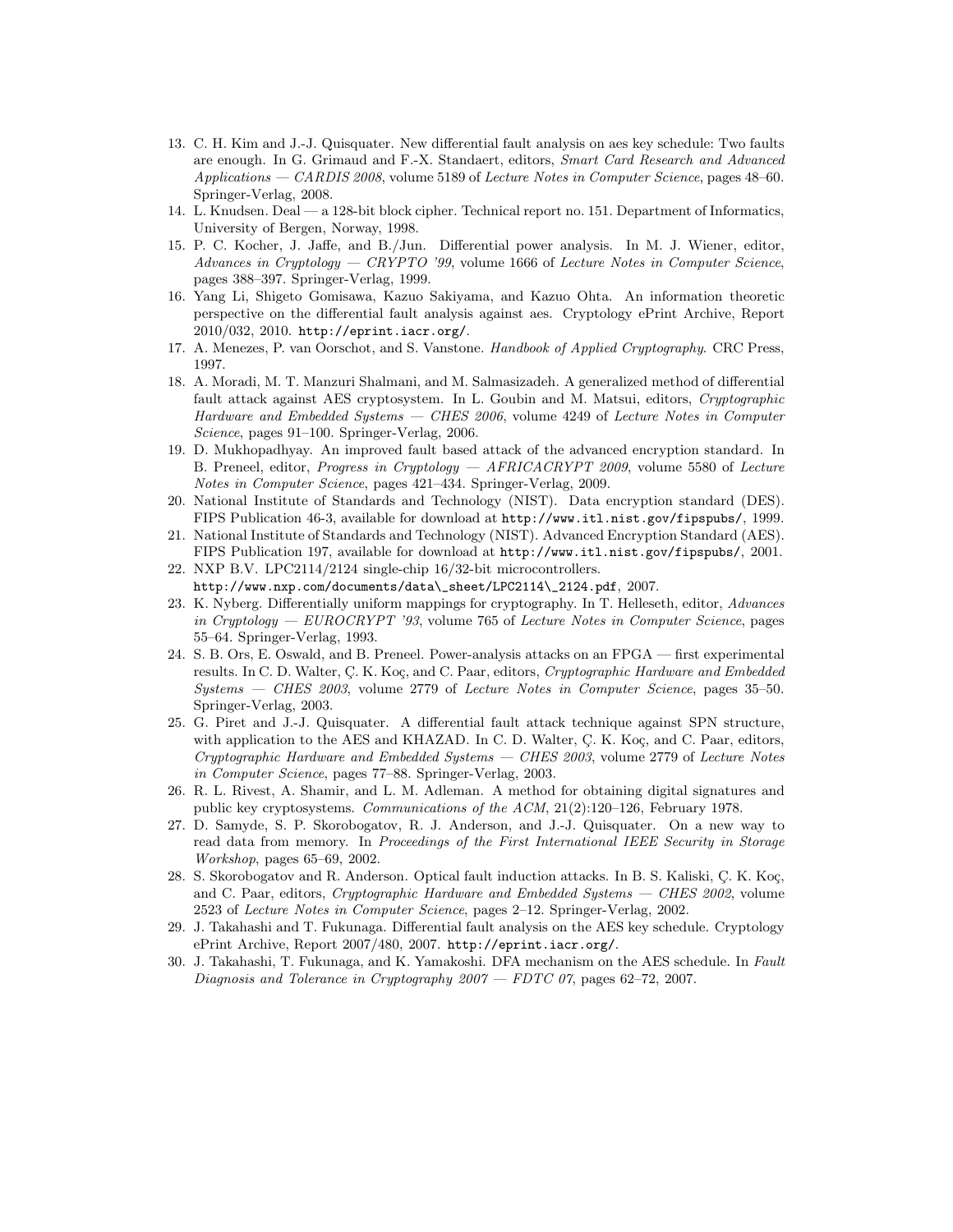13. C. H. Kim and J.-J. Quisquater. New differential fault analysis on aes key schedule: Two faults are enough. In G. Grimaud and F.-X. Standaert, editors, *Smart Card Research and Advanced Applications — CARDIS 2008*, volume 5189 of *Lecture Notes in Computer Science*, pages 48–60. Springer-Verlag, 2008.
14. L. Knudsen. Deal — a 128-bit block cipher. Technical report no. 151. Department of Informatics, University of Bergen, Norway, 1998.
15. P. C. Kocher, J. Jaffe, and B./Jun. Differential power analysis. In M. J. Wiener, editor, *Advances in Cryptology — CRYPTO '99*, volume 1666 of *Lecture Notes in Computer Science*, pages 388–397. Springer-Verlag, 1999.
16. Yang Li, Shigeto Gomisawa, Kazuo Sakiyama, and Kazuo Ohta. An information theoretic perspective on the differential fault analysis against aes. Cryptology ePrint Archive, Report 2010/032, 2010. `http://eprint.iacr.org/`.
17. A. Menezes, P. van Oorschot, and S. Vanstone. *Handbook of Applied Cryptography*. CRC Press, 1997.
18. A. Moradi, M. T. Manzuri Shalmani, and M. Salmasizadeh. A generalized method of differential fault attack against AES cryptosystem. In L. Goubin and M. Matsui, editors, *Cryptographic Hardware and Embedded Systems — CHES 2006*, volume 4249 of *Lecture Notes in Computer Science*, pages 91–100. Springer-Verlag, 2006.
19. D. Mukhopadhyay. An improved fault based attack of the advanced encryption standard. In B. Preneel, editor, *Progress in Cryptology — AFRICACRYPT 2009*, volume 5580 of *Lecture Notes in Computer Science*, pages 421–434. Springer-Verlag, 2009.
20. National Institute of Standards and Technology (NIST). Data encryption standard (DES). FIPS Publication 46-3, available for download at `http://www.itl.nist.gov/fipspubs/`, 1999.
21. National Institute of Standards and Technology (NIST). Advanced Encryption Standard (AES). FIPS Publication 197, available for download at `http://www.itl.nist.gov/fipspubs/`, 2001.
22. NXP B.V. LPC2114/2124 single-chip 16/32-bit microcontrollers. `http://www.nxp.com/documents/data\_sheet/LPC2114\_2124.pdf`, 2007.
23. K. Nyberg. Differentially uniform mappings for cryptography. In T. Helleseth, editor, *Advances in Cryptology — EUROCRYPT '93*, volume 765 of *Lecture Notes in Computer Science*, pages 55–64. Springer-Verlag, 1993.
24. S. B. Ors, E. Oswald, and B. Preneel. Power-analysis attacks on an FPGA — first experimental results. In C. D. Walter, Ç. K. Koç, and C. Paar, editors, *Cryptographic Hardware and Embedded Systems — CHES 2003*, volume 2779 of *Lecture Notes in Computer Science*, pages 35–50. Springer-Verlag, 2003.
25. G. Piret and J.-J. Quisquater. A differential fault attack technique against SPN structure, with application to the AES and KHAZAD. In C. D. Walter, Ç. K. Koç, and C. Paar, editors, *Cryptographic Hardware and Embedded Systems — CHES 2003*, volume 2779 of *Lecture Notes in Computer Science*, pages 77–88. Springer-Verlag, 2003.
26. R. L. Rivest, A. Shamir, and L. M. Adleman. A method for obtaining digital signatures and public key cryptosystems. *Communications of the ACM*, 21(2):120–126, February 1978.
27. D. Samyde, S. P. Skorobogatov, R. J. Anderson, and J.-J. Quisquater. On a new way to read data from memory. In *Proceedings of the First International IEEE Security in Storage Workshop*, pages 65–69, 2002.
28. S. Skorobogatov and R. Anderson. Optical fault induction attacks. In B. S. Kaliski, Ç. K. Koç, and C. Paar, editors, *Cryptographic Hardware and Embedded Systems — CHES 2002*, volume 2523 of *Lecture Notes in Computer Science*, pages 2–12. Springer-Verlag, 2002.
29. J. Takahashi and T. Fukunaga. Differential fault analysis on the AES key schedule. Cryptology ePrint Archive, Report 2007/480, 2007. `http://eprint.iacr.org/`.
30. J. Takahashi, T. Fukunaga, and K. Yamakoshi. DFA mechanism on the AES schedule. In *Fault Diagnosis and Tolerance in Cryptography 2007 — FDTC 07*, pages 62–72, 2007.